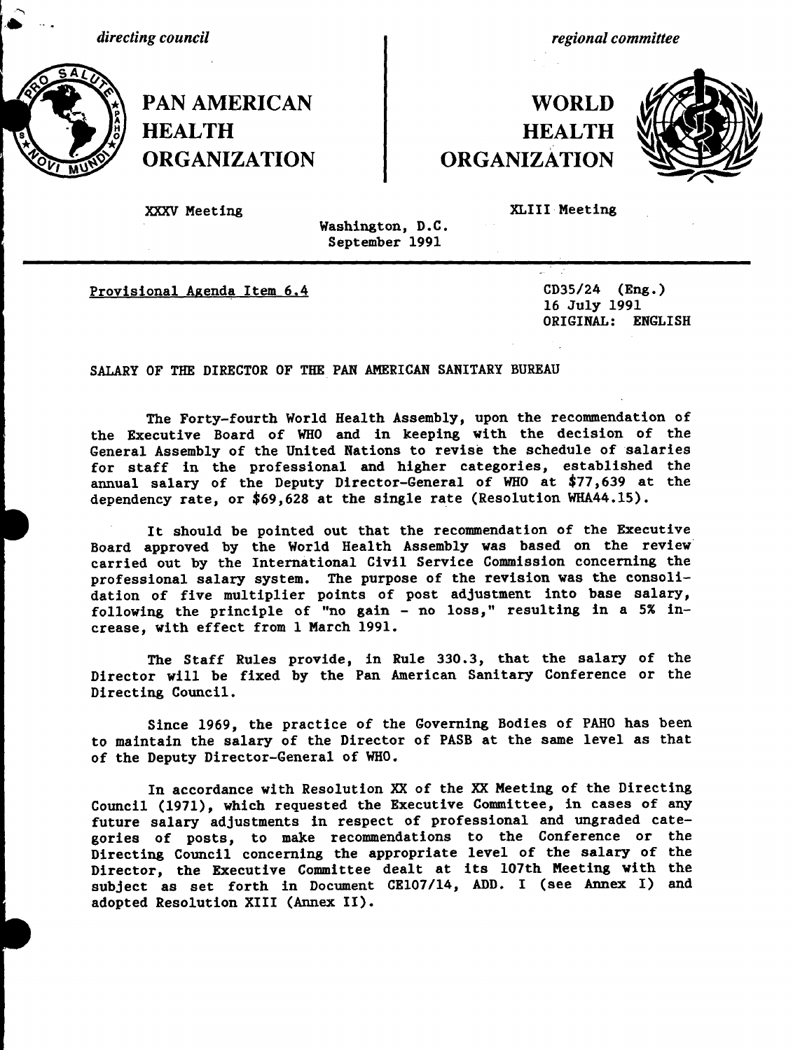*directing council* | *regional committee*

**PAN AMERICAN HEALTH ORGANIZATION** | **WORLD HEALTH ORGANIZATION**

XXXV Meeting | XLIII Meeting

Washington, D.C.
September 1991

Provisional Agenda Item 6.4

CD35/24 (Eng.)
16 July 1991
ORIGINAL: ENGLISH

SALARY OF THE DIRECTOR OF THE PAN AMERICAN SANITARY BUREAU

The Forty-fourth World Health Assembly, upon the recommendation of the Executive Board of WHO and in keeping with the decision of the General Assembly of the United Nations to revise the schedule of salaries for staff in the professional and higher categories, established the annual salary of the Deputy Director-General of WHO at $77,639 at the dependency rate, or $69,628 at the single rate (Resolution WHA44.15).

It should be pointed out that the recommendation of the Executive Board approved by the World Health Assembly was based on the review carried out by the International Civil Service Commission concerning the professional salary system. The purpose of the revision was the consolidation of five multiplier points of post adjustment into base salary, following the principle of "no gain - no loss," resulting in a 5% increase, with effect from 1 March 1991.

The Staff Rules provide, in Rule 330.3, that the salary of the Director will be fixed by the Pan American Sanitary Conference or the Directing Council.

Since 1969, the practice of the Governing Bodies of PAHO has been to maintain the salary of the Director of PASB at the same level as that of the Deputy Director-General of WHO.

In accordance with Resolution XX of the XX Meeting of the Directing Council (1971), which requested the Executive Committee, in cases of any future salary adjustments in respect of professional and ungraded categories of posts, to make recommendations to the Conference or the Directing Council concerning the appropriate level of the salary of the Director, the Executive Committee dealt at its 107th Meeting with the subject as set forth in Document CE107/14, ADD. I (see Annex I) and adopted Resolution XIII (Annex II).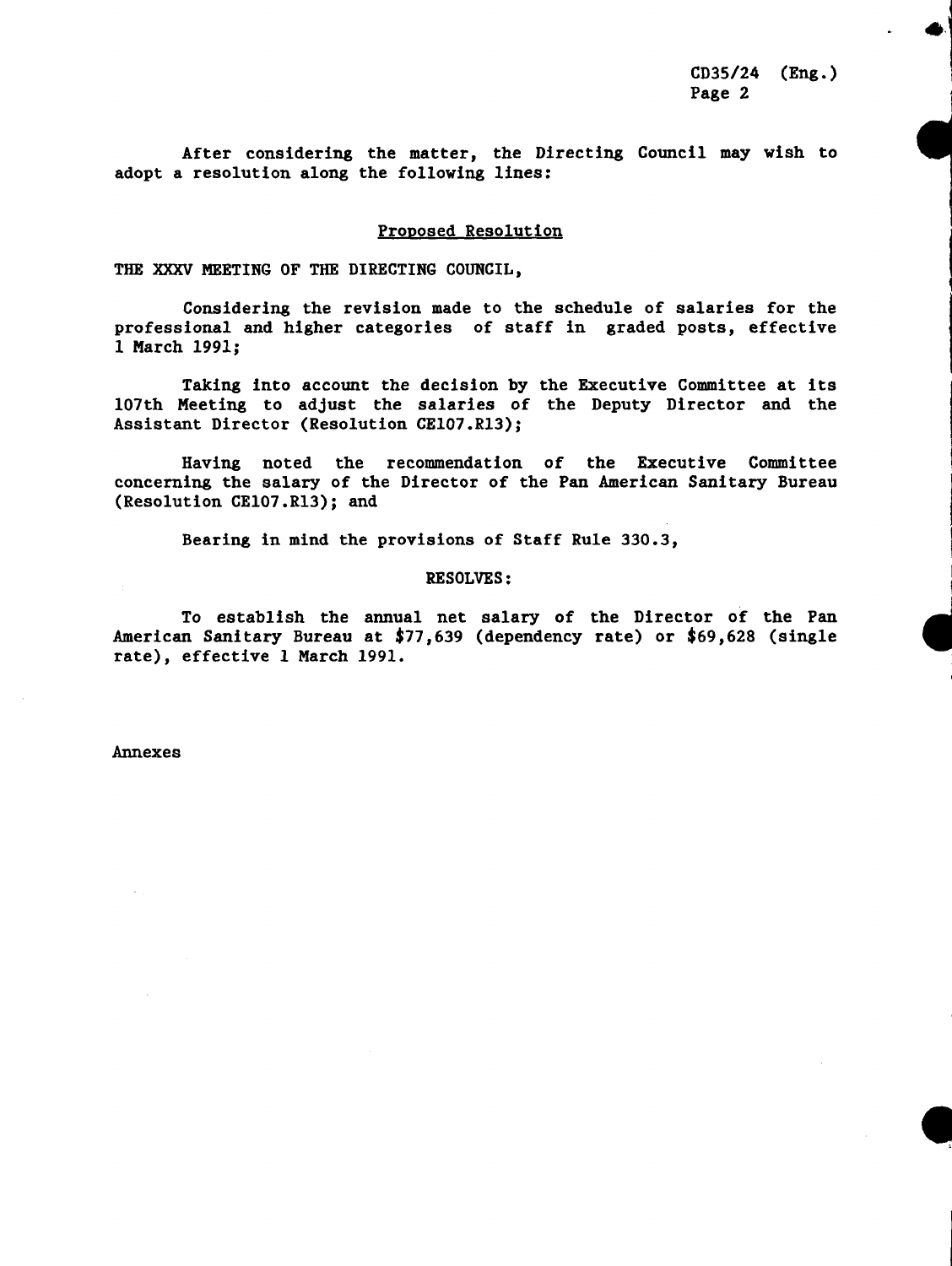After considering the matter, the Directing Council may wish to adopt a resolution along the following lines:

## Proposed Resolution

THE XXXV MEETING OF THE DIRECTING COUNCIL,

Considering the revision made to the schedule of salaries for the professional and higher categories of staff in graded posts, effective 1 March 1991;

Taking into account the decision by the Executive Committee at its 107th Meeting to adjust the salaries of the Deputy Director and the Assistant Director (Resolution CE107.R13);

Having noted the recommendation of the Executive Committee concerning the salary of the Director of the Pan American Sanitary Bureau (Resolution CE107.R13); and

Bearing in mind the provisions of Staff Rule 330.3,

RESOLVES:

To establish the annual net salary of the Director of the Pan American Sanitary Bureau at $77,639 (dependency rate) or $69,628 (single rate), effective 1 March 1991.

Annexes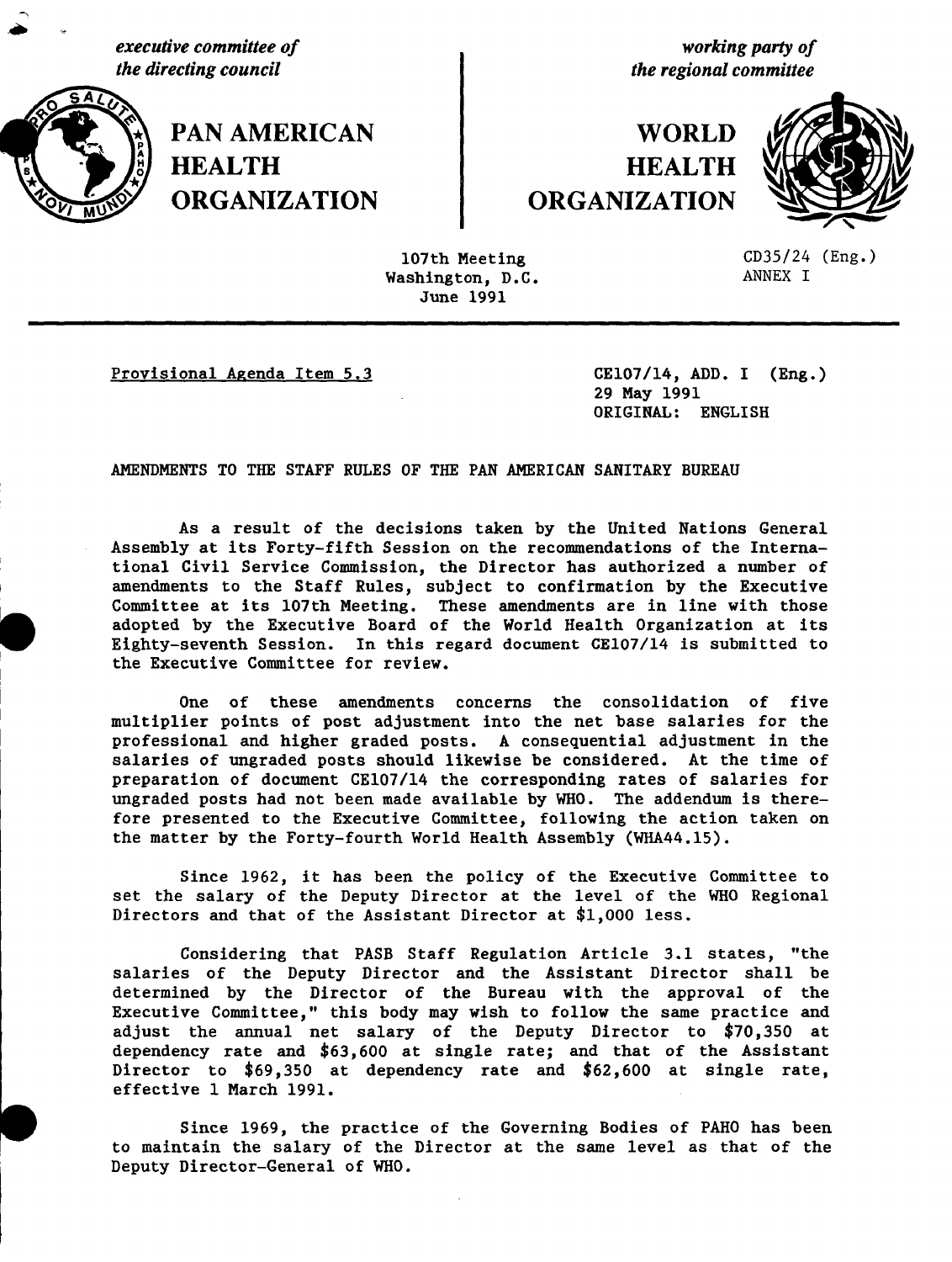*executive committee of the directing council*

**PAN AMERICAN HEALTH ORGANIZATION**

*working party of the regional committee*

**WORLD HEALTH ORGANIZATION**

107th Meeting
Washington, D.C.
June 1991

CD35/24 (Eng.)
ANNEX I

Provisional Agenda Item 5.3

CE107/14, ADD. I (Eng.)
29 May 1991
ORIGINAL: ENGLISH

AMENDMENTS TO THE STAFF RULES OF THE PAN AMERICAN SANITARY BUREAU

As a result of the decisions taken by the United Nations General Assembly at its Forty-fifth Session on the recommendations of the International Civil Service Commission, the Director has authorized a number of amendments to the Staff Rules, subject to confirmation by the Executive Committee at its 107th Meeting. These amendments are in line with those adopted by the Executive Board of the World Health Organization at its Eighty-seventh Session. In this regard document CE107/14 is submitted to the Executive Committee for review.

One of these amendments concerns the consolidation of five multiplier points of post adjustment into the net base salaries for the professional and higher graded posts. A consequential adjustment in the salaries of ungraded posts should likewise be considered. At the time of preparation of document CE107/14 the corresponding rates of salaries for ungraded posts had not been made available by WHO. The addendum is therefore presented to the Executive Committee, following the action taken on the matter by the Forty-fourth World Health Assembly (WHA44.15).

Since 1962, it has been the policy of the Executive Committee to set the salary of the Deputy Director at the level of the WHO Regional Directors and that of the Assistant Director at $1,000 less.

Considering that PASB Staff Regulation Article 3.1 states, "the salaries of the Deputy Director and the Assistant Director shall be determined by the Director of the Bureau with the approval of the Executive Committee," this body may wish to follow the same practice and adjust the annual net salary of the Deputy Director to $70,350 at dependency rate and $63,600 at single rate; and that of the Assistant Director to $69,350 at dependency rate and $62,600 at single rate, effective 1 March 1991.

Since 1969, the practice of the Governing Bodies of PAHO has been to maintain the salary of the Director at the same level as that of the Deputy Director-General of WHO.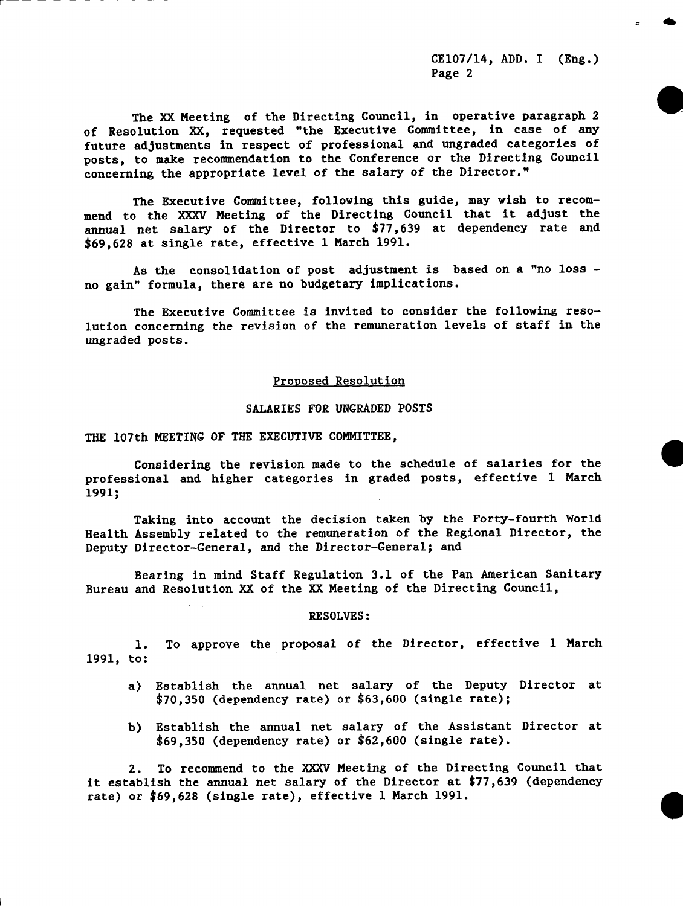The XX Meeting of the Directing Council, in operative paragraph 2 of Resolution XX, requested "the Executive Committee, in case of any future adjustments in respect of professional and ungraded categories of posts, to make recommendation to the Conference or the Directing Council concerning the appropriate level of the salary of the Director."

The Executive Committee, following this guide, may wish to recommend to the XXXV Meeting of the Directing Council that it adjust the annual net salary of the Director to $77,639 at dependency rate and $69,628 at single rate, effective 1 March 1991.

As the consolidation of post adjustment is based on a "no loss - no gain" formula, there are no budgetary implications.

The Executive Committee is invited to consider the following resolution concerning the revision of the remuneration levels of staff in the ungraded posts.

<u>Proposed Resolution</u>

SALARIES FOR UNGRADED POSTS

THE 107th MEETING OF THE EXECUTIVE COMMITTEE,

Considering the revision made to the schedule of salaries for the professional and higher categories in graded posts, effective 1 March 1991;

Taking into account the decision taken by the Forty-fourth World Health Assembly related to the remuneration of the Regional Director, the Deputy Director-General, and the Director-General; and

Bearing in mind Staff Regulation 3.1 of the Pan American Sanitary Bureau and Resolution XX of the XX Meeting of the Directing Council,

RESOLVES:

1. To approve the proposal of the Director, effective 1 March 1991, to:

   a) Establish the annual net salary of the Deputy Director at $70,350 (dependency rate) or $63,600 (single rate);

   b) Establish the annual net salary of the Assistant Director at $69,350 (dependency rate) or $62,600 (single rate).

2. To recommend to the XXXV Meeting of the Directing Council that it establish the annual net salary of the Director at $77,639 (dependency rate) or $69,628 (single rate), effective 1 March 1991.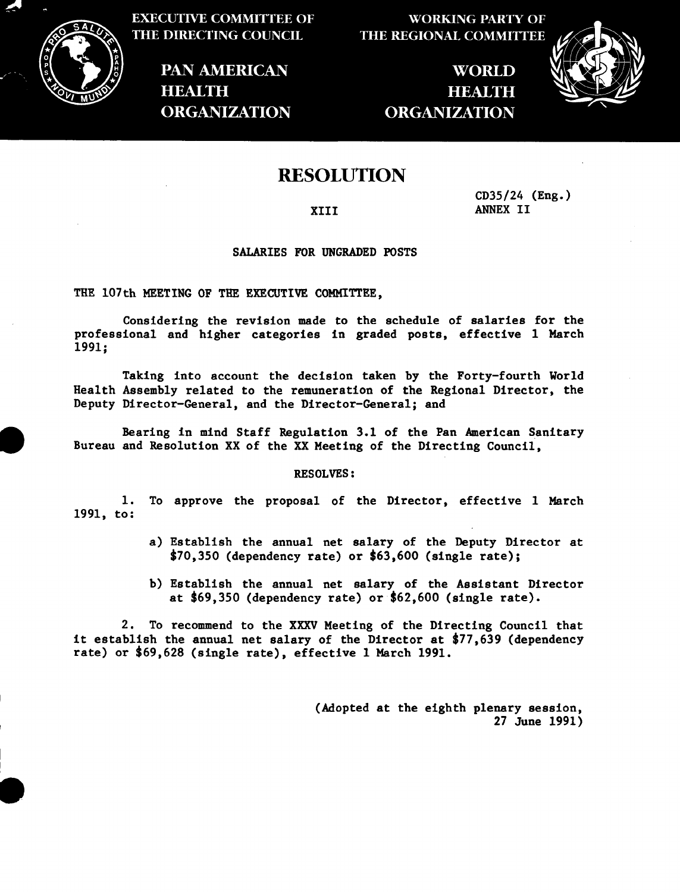EXECUTIVE COMMITTEE OF THE DIRECTING COUNCIL

WORKING PARTY OF THE REGIONAL COMMITTEE

PAN AMERICAN HEALTH ORGANIZATION

WORLD HEALTH ORGANIZATION

# RESOLUTION

CD35/24 (Eng.)
ANNEX II

XIII

## SALARIES FOR UNGRADED POSTS

THE 107th MEETING OF THE EXECUTIVE COMMITTEE,

Considering the revision made to the schedule of salaries for the professional and higher categories in graded posts, effective 1 March 1991;

Taking into account the decision taken by the Forty-fourth World Health Assembly related to the remuneration of the Regional Director, the Deputy Director-General, and the Director-General; and

Bearing in mind Staff Regulation 3.1 of the Pan American Sanitary Bureau and Resolution XX of the XX Meeting of the Directing Council,

RESOLVES:

1. To approve the proposal of the Director, effective 1 March 1991, to:

   a) Establish the annual net salary of the Deputy Director at $70,350 (dependency rate) or $63,600 (single rate);

   b) Establish the annual net salary of the Assistant Director at $69,350 (dependency rate) or $62,600 (single rate).

2. To recommend to the XXXV Meeting of the Directing Council that it establish the annual net salary of the Director at $77,639 (dependency rate) or $69,628 (single rate), effective 1 March 1991.

(Adopted at the eighth plenary session, 27 June 1991)